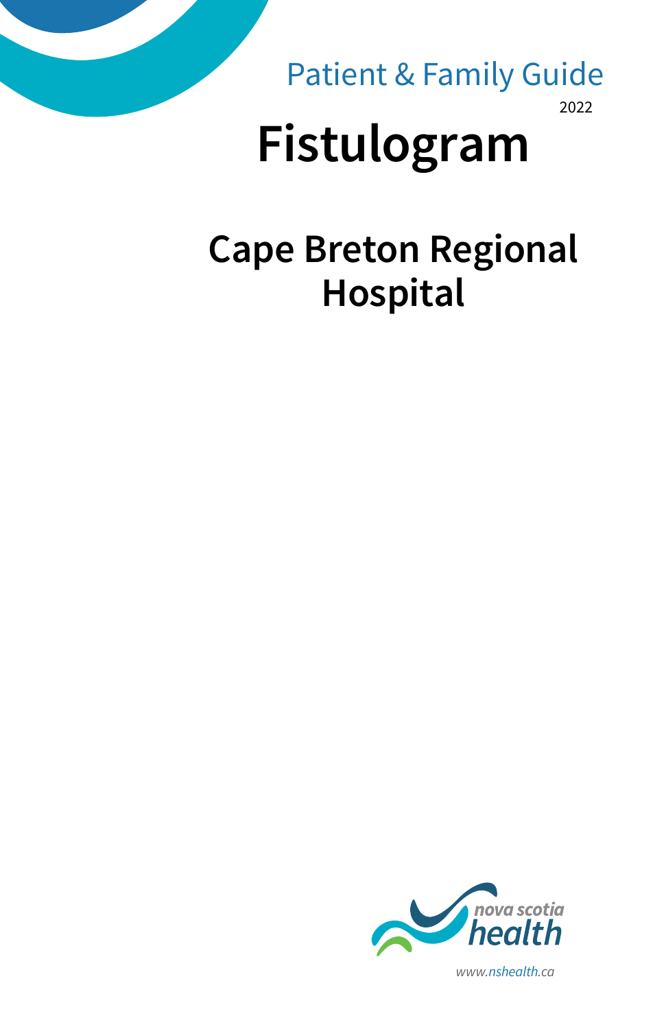Patient & Family Guide

2022

# Fistulogram

## Cape Breton Regional Hospital

nova scotia health

www.nshealth.ca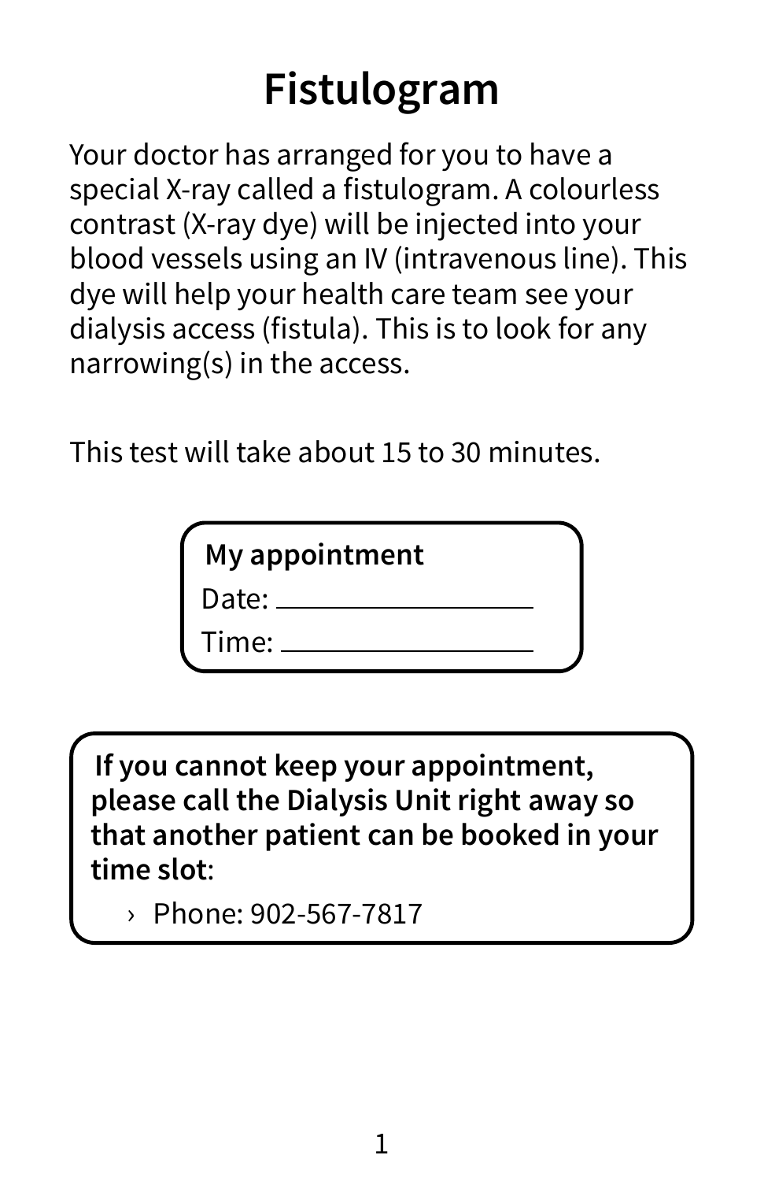# Fistulogram

Your doctor has arranged for you to have a special X-ray called a fistulogram. A colourless contrast (X-ray dye) will be injected into your blood vessels using an IV (intravenous line). This dye will help your health care team see your dialysis access (fistula). This is to look for any narrowing(s) in the access.

This test will take about 15 to 30 minutes.

**My appointment**

Date: ____________________

Time: ____________________

**If you cannot keep your appointment, please call the Dialysis Unit right away so that another patient can be booked in your time slot**:

- Phone: 902-567-7817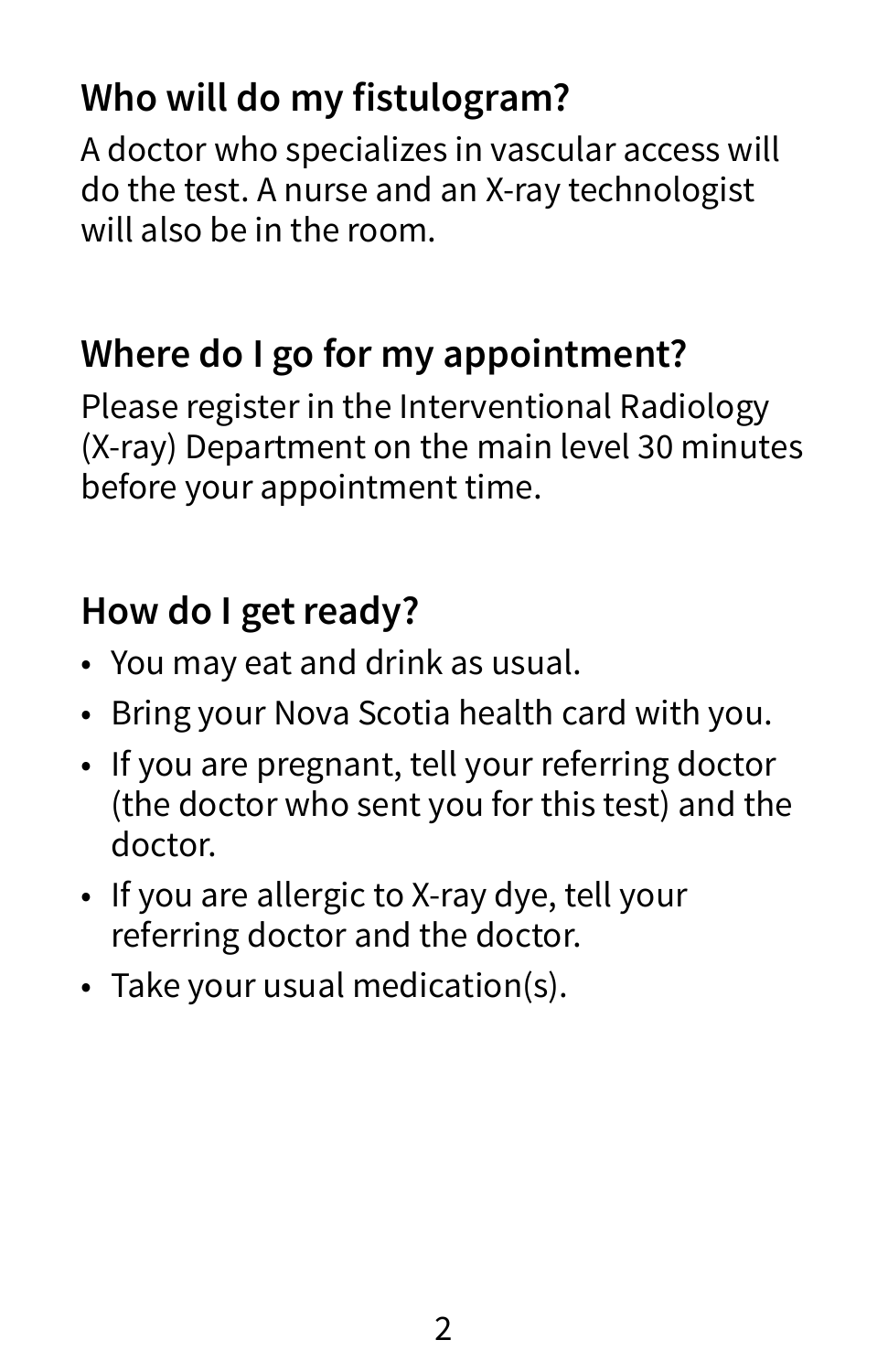## Who will do my fistulogram?

A doctor who specializes in vascular access will do the test. A nurse and an X-ray technologist will also be in the room.

## Where do I go for my appointment?

Please register in the Interventional Radiology (X-ray) Department on the main level 30 minutes before your appointment time.

## How do I get ready?

- You may eat and drink as usual.
- Bring your Nova Scotia health card with you.
- If you are pregnant, tell your referring doctor (the doctor who sent you for this test) and the doctor.
- If you are allergic to X-ray dye, tell your referring doctor and the doctor.
- Take your usual medication(s).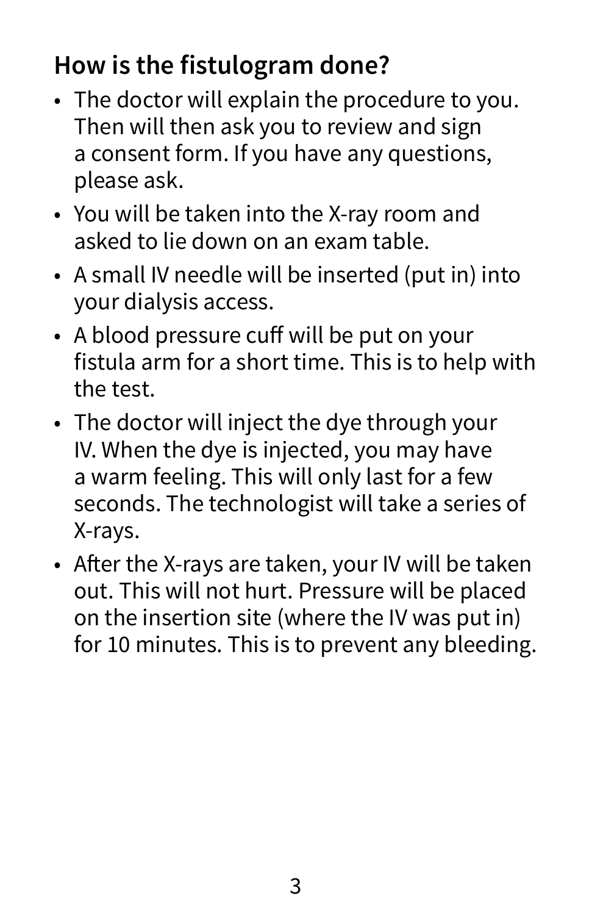## How is the fistulogram done?

- The doctor will explain the procedure to you. Then will then ask you to review and sign a consent form. If you have any questions, please ask.
- You will be taken into the X-ray room and asked to lie down on an exam table.
- A small IV needle will be inserted (put in) into your dialysis access.
- A blood pressure cuff will be put on your fistula arm for a short time. This is to help with the test.
- The doctor will inject the dye through your IV. When the dye is injected, you may have a warm feeling. This will only last for a few seconds. The technologist will take a series of X-rays.
- After the X-rays are taken, your IV will be taken out. This will not hurt. Pressure will be placed on the insertion site (where the IV was put in) for 10 minutes. This is to prevent any bleeding.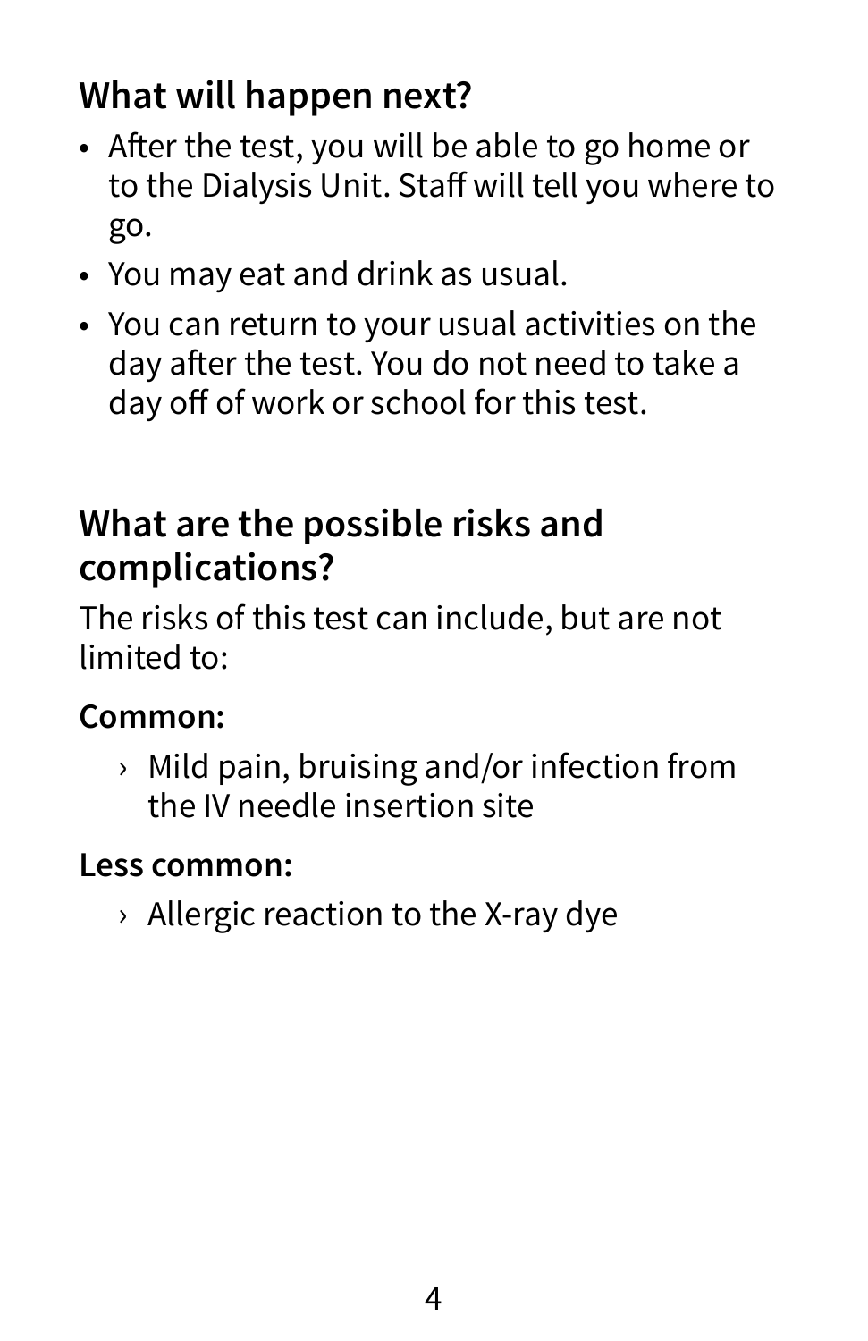## What will happen next?

- After the test, you will be able to go home or to the Dialysis Unit. Staff will tell you where to go.
- You may eat and drink as usual.
- You can return to your usual activities on the day after the test. You do not need to take a day off of work or school for this test.

## What are the possible risks and complications?

The risks of this test can include, but are not limited to:

**Common:**

- Mild pain, bruising and/or infection from the IV needle insertion site

**Less common:**

- Allergic reaction to the X-ray dye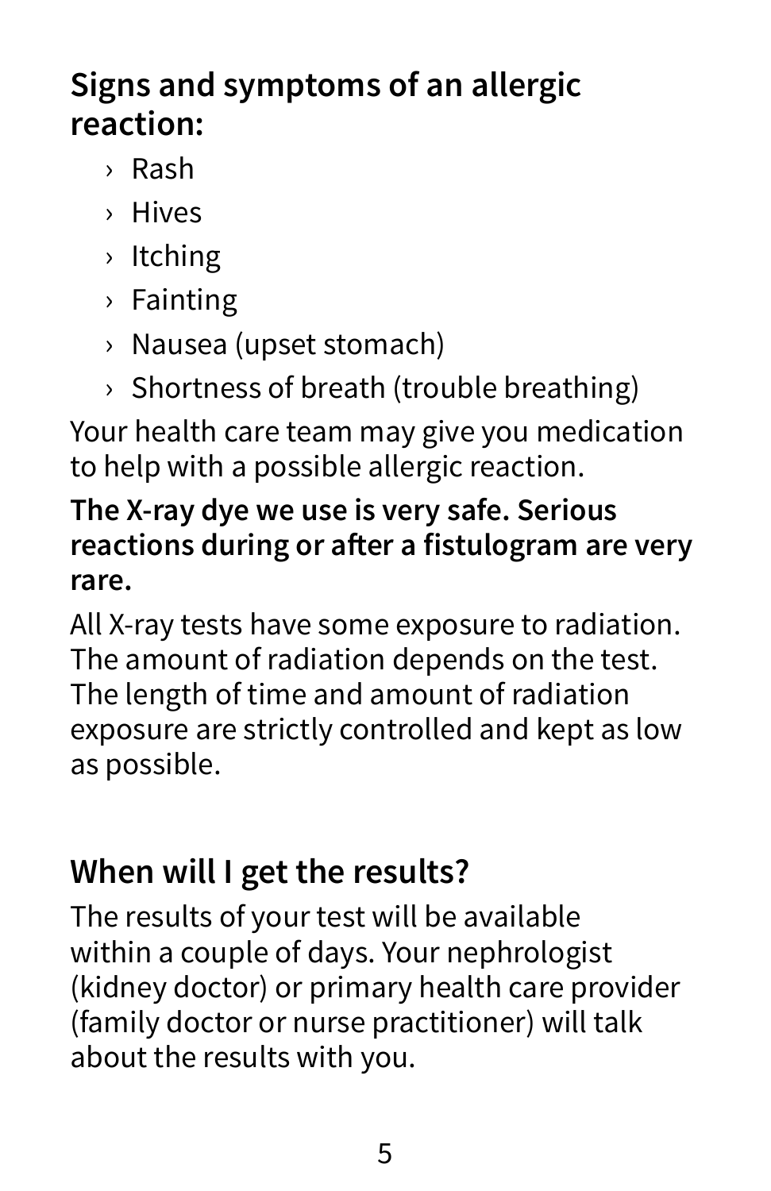## Signs and symptoms of an allergic reaction:

- Rash
- Hives
- Itching
- Fainting
- Nausea (upset stomach)
- Shortness of breath (trouble breathing)

Your health care team may give you medication to help with a possible allergic reaction.

**The X-ray dye we use is very safe. Serious reactions during or after a fistulogram are very rare.**

All X-ray tests have some exposure to radiation. The amount of radiation depends on the test. The length of time and amount of radiation exposure are strictly controlled and kept as low as possible.

## When will I get the results?

The results of your test will be available within a couple of days. Your nephrologist (kidney doctor) or primary health care provider (family doctor or nurse practitioner) will talk about the results with you.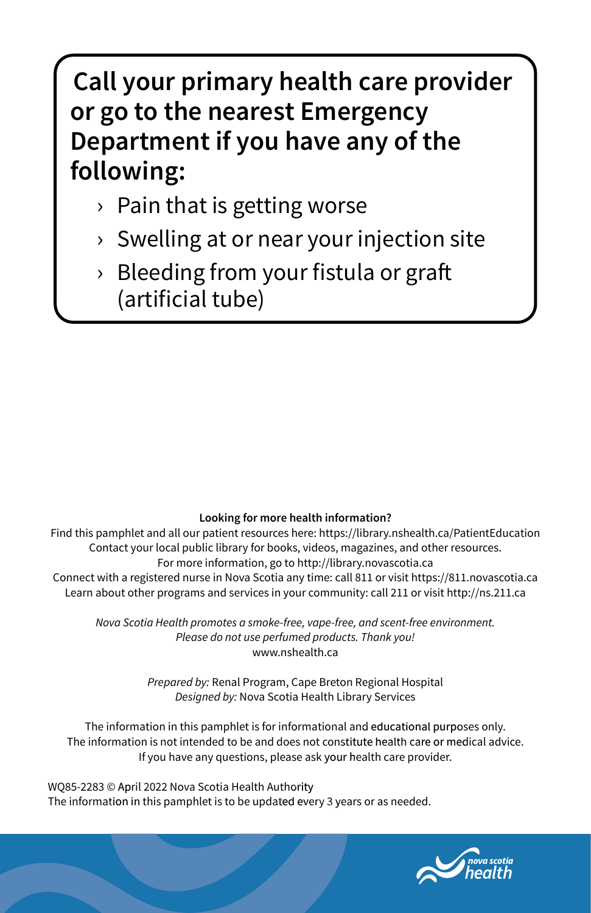**Call your primary health care provider or go to the nearest Emergency Department if you have any of the following:**

- Pain that is getting worse
- Swelling at or near your injection site
- Bleeding from your fistula or graft (artificial tube)

**Looking for more health information?**

Find this pamphlet and all our patient resources here: https://library.nshealth.ca/PatientEducation
Contact your local public library for books, videos, magazines, and other resources.
For more information, go to http://library.novascotia.ca
Connect with a registered nurse in Nova Scotia any time: call 811 or visit https://811.novascotia.ca
Learn about other programs and services in your community: call 211 or visit http://ns.211.ca

*Nova Scotia Health promotes a smoke-free, vape-free, and scent-free environment.*
*Please do not use perfumed products. Thank you!*
www.nshealth.ca

*Prepared by:* Renal Program, Cape Breton Regional Hospital
*Designed by:* Nova Scotia Health Library Services

The information in this pamphlet is for informational and educational purposes only.
The information is not intended to be and does not constitute health care or medical advice.
If you have any questions, please ask your health care provider.

WQ85-2283 © April 2022 Nova Scotia Health Authority
The information in this pamphlet is to be updated every 3 years or as needed.